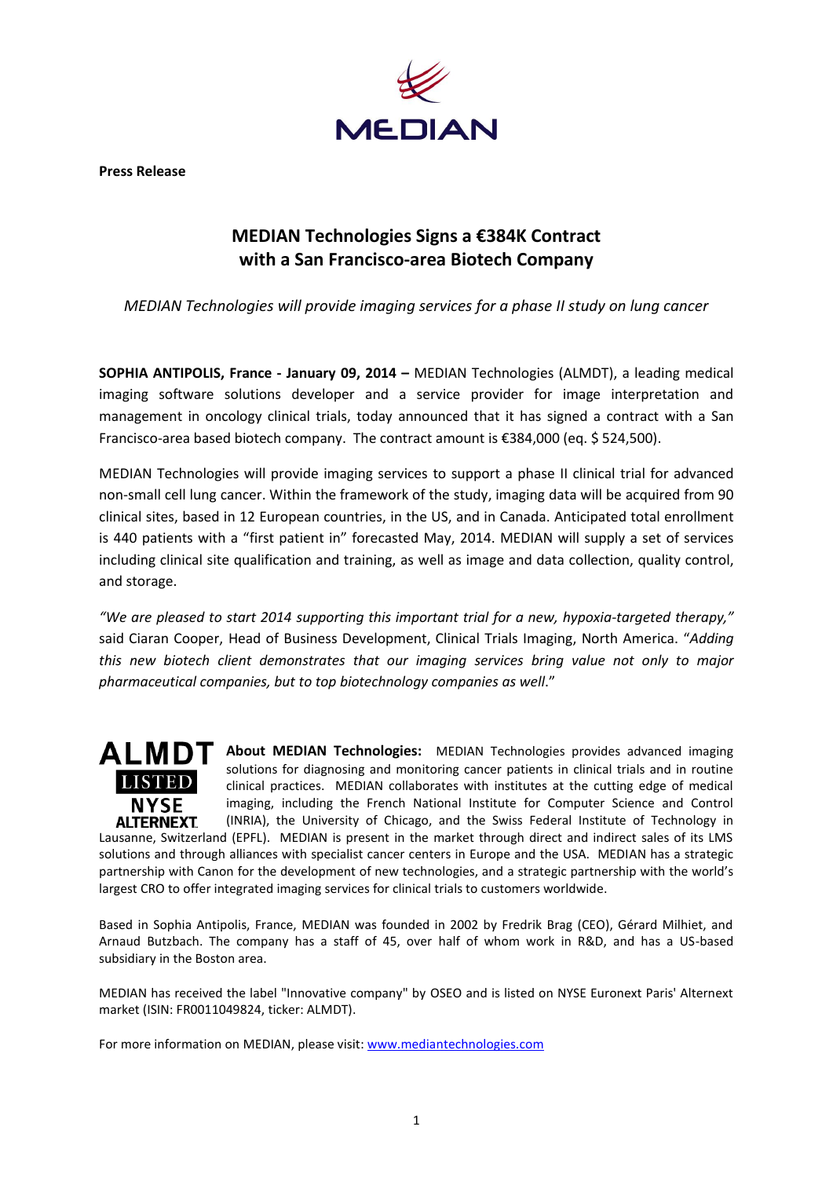**Press Release**

# MEDIAN Technologies Signs a €384K Contract with a San Francisco-area Biotech Company

*MEDIAN Technologies will provide imaging services for a phase II study on lung cancer*

**SOPHIA ANTIPOLIS, France - January 09, 2014 –** MEDIAN Technologies (ALMDT), a leading medical imaging software solutions developer and a service provider for image interpretation and management in oncology clinical trials, today announced that it has signed a contract with a San Francisco-area based biotech company. The contract amount is €384,000 (eq. $ 524,500).

MEDIAN Technologies will provide imaging services to support a phase II clinical trial for advanced non-small cell lung cancer. Within the framework of the study, imaging data will be acquired from 90 clinical sites, based in 12 European countries, in the US, and in Canada. Anticipated total enrollment is 440 patients with a "first patient in" forecasted May, 2014. MEDIAN will supply a set of services including clinical site qualification and training, as well as image and data collection, quality control, and storage.

*"We are pleased to start 2014 supporting this important trial for a new, hypoxia-targeted therapy,"* said Ciaran Cooper, Head of Business Development, Clinical Trials Imaging, North America. "*Adding this new biotech client demonstrates that our imaging services bring value not only to major pharmaceutical companies, but to top biotechnology companies as well*."

ALMDT LISTED NYSE ALTERNEXT

**About MEDIAN Technologies:** MEDIAN Technologies provides advanced imaging solutions for diagnosing and monitoring cancer patients in clinical trials and in routine clinical practices. MEDIAN collaborates with institutes at the cutting edge of medical imaging, including the French National Institute for Computer Science and Control (INRIA), the University of Chicago, and the Swiss Federal Institute of Technology in Lausanne, Switzerland (EPFL). MEDIAN is present in the market through direct and indirect sales of its LMS solutions and through alliances with specialist cancer centers in Europe and the USA. MEDIAN has a strategic partnership with Canon for the development of new technologies, and a strategic partnership with the world's largest CRO to offer integrated imaging services for clinical trials to customers worldwide.

Based in Sophia Antipolis, France, MEDIAN was founded in 2002 by Fredrik Brag (CEO), Gérard Milhiet, and Arnaud Butzbach. The company has a staff of 45, over half of whom work in R&D, and has a US-based subsidiary in the Boston area.

MEDIAN has received the label "Innovative company" by OSEO and is listed on NYSE Euronext Paris' Alternext market (ISIN: FR0011049824, ticker: ALMDT).

For more information on MEDIAN, please visit: [www.mediantechnologies.com](http://www.mediantechnologies.com)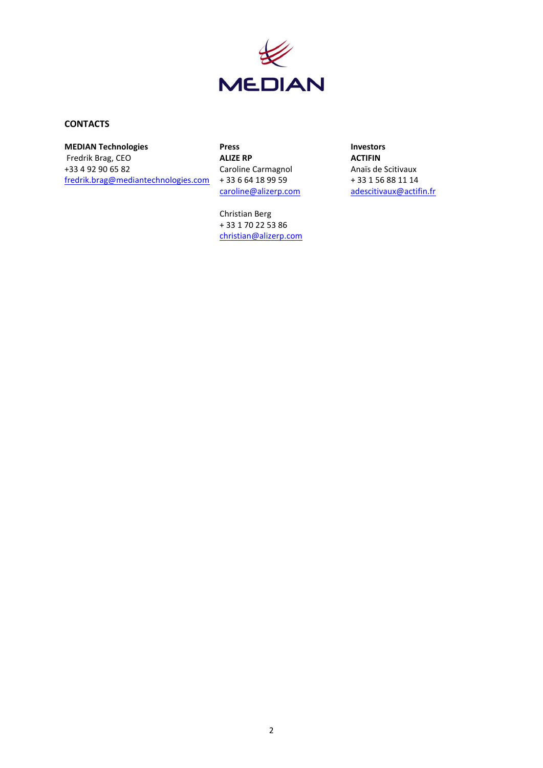**CONTACTS**

**MEDIAN Technologies**
Fredrik Brag, CEO
+33 4 92 90 65 82
fredrik.brag@mediantechnologies.com

**Press**
**ALIZE RP**
Caroline Carmagnol
+ 33 6 64 18 99 59
caroline@alizerp.com

Christian Berg
+ 33 1 70 22 53 86
christian@alizerp.com

**Investors**
**ACTIFIN**
Anaïs de Scitivaux
+ 33 1 56 88 11 14
adescitivaux@actifin.fr